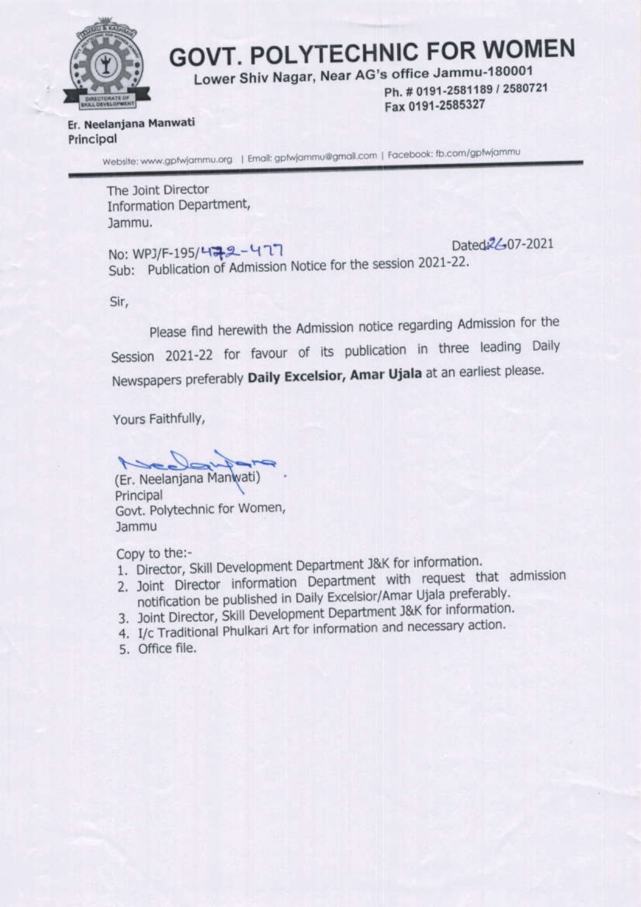# GOVT. POLYTECHNIC FOR WOMEN

Lower Shiv Nagar, Near AG's office Jammu-180001

Ph. # 0191-2581189 / 2580721

Fax 0191-2585327

**Er. Neelanjana Manwati**
**Principal**

Website: www.gpfwjammu.org | Email: gpfwjammu@gmail.com | Facebook: fb.com/gpfwjammu

---

The Joint Director
Information Department,
Jammu.

No: WPJ/F-195/472-477

Dated:26-07-2021

Sub: Publication of Admission Notice for the session 2021-22.

Sir,

Please find herewith the Admission notice regarding Admission for the Session 2021-22 for favour of its publication in three leading Daily Newspapers preferably **Daily Excelsior, Amar Ujala** at an earliest please.

Yours Faithfully,

(Er. Neelanjana Manwati)
Principal
Govt. Polytechnic for Women,
Jammu

Copy to the:-

1. Director, Skill Development Department J&K for information.
2. Joint Director information Department with request that admission notification be published in Daily Excelsior/Amar Ujala preferably.
3. Joint Director, Skill Development Department J&K for information.
4. I/c Traditional Phulkari Art for information and necessary action.
5. Office file.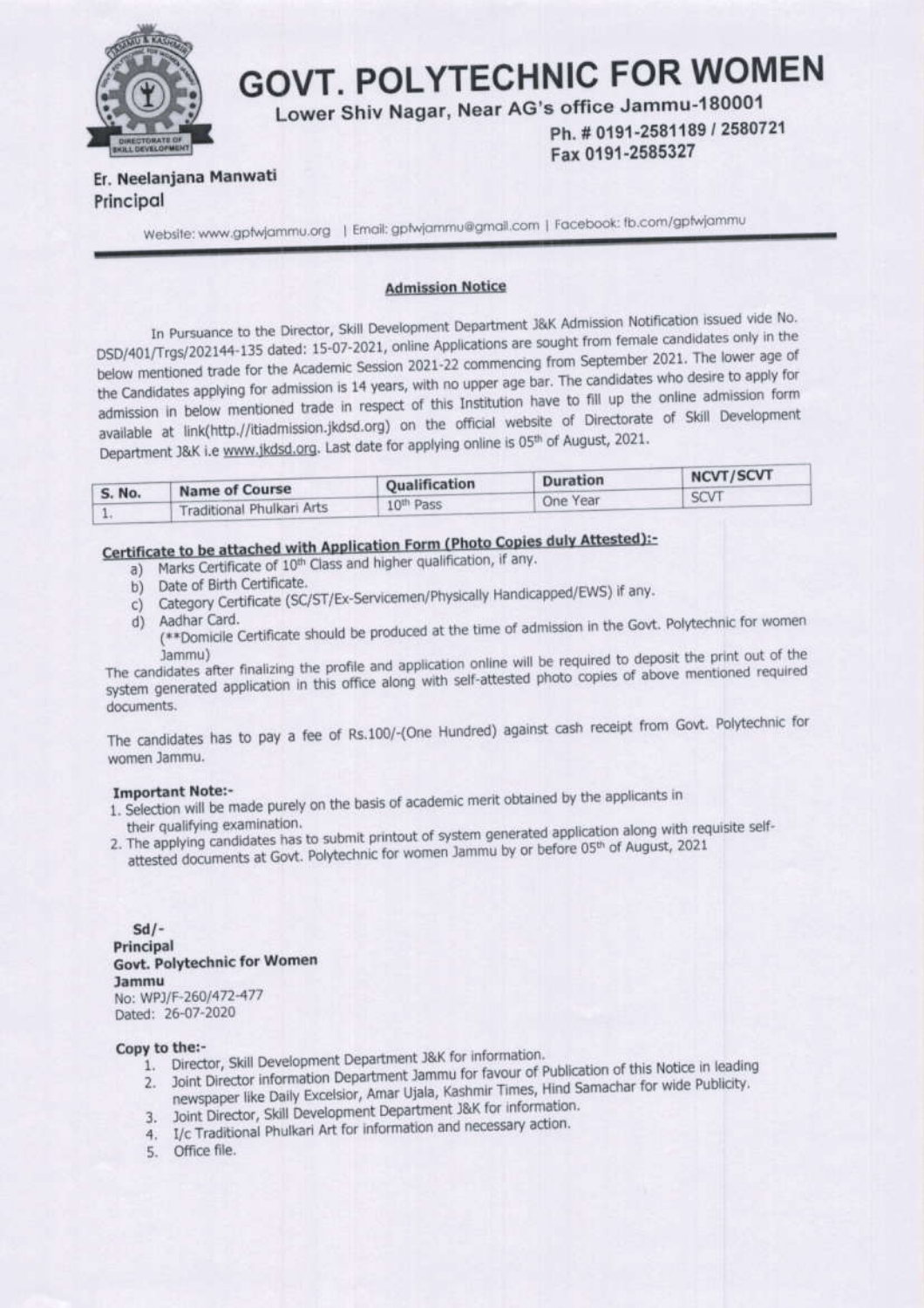# GOVT. POLYTECHNIC FOR WOMEN

Lower Shiv Nagar, Near AG's office Jammu-180001

Ph. # 0191-2581189 / 2580721
Fax 0191-2585327

Er. Neelanjana Manwati
Principal

Website: www.gpfwjammu.org | Email: gpfwjammu@gmail.com | Facebook: fb.com/gpfwjammu

## Admission Notice

In Pursuance to the Director, Skill Development Department J&K Admission Notification issued vide No. DSD/401/Trgs/202144-135 dated: 15-07-2021, online Applications are sought from female candidates only in the below mentioned trade for the Academic Session 2021-22 commencing from September 2021. The lower age of the Candidates applying for admission is 14 years, with no upper age bar. The candidates who desire to apply for admission in below mentioned trade in respect of this Institution have to fill up the online admission form available at link(http.//itiadmission.jkdsd.org) on the official website of Directorate of Skill Development Department J&K i.e www.jkdsd.org. Last date for applying online is 05th of August, 2021.

| S. No. | Name of Course | Qualification | Duration | NCVT/SCVT |
|---|---|---|---|---|
| 1. | Traditional Phulkari Arts | 10th Pass | One Year | SCVT |

**Certificate to be attached with Application Form (Photo Copies duly Attested):-**

a) Marks Certificate of 10th Class and higher qualification, if any.
b) Date of Birth Certificate.
c) Category Certificate (SC/ST/Ex-Servicemen/Physically Handicapped/EWS) if any.
d) Aadhar Card.
(**Domicile Certificate should be produced at the time of admission in the Govt. Polytechnic for women Jammu)

The candidates after finalizing the profile and application online will be required to deposit the print out of the system generated application in this office along with self-attested photo copies of above mentioned required documents.

The candidates has to pay a fee of Rs.100/-(One Hundred) against cash receipt from Govt. Polytechnic for women Jammu.

**Important Note:-**

1. Selection will be made purely on the basis of academic merit obtained by the applicants in their qualifying examination.
2. The applying candidates has to submit printout of system generated application along with requisite self-attested documents at Govt. Polytechnic for women Jammu by or before 05th of August, 2021

**Sd/-**
**Principal**
**Govt. Polytechnic for Women**
**Jammu**
No: WPJ/F-260/472-477
Dated: 26-07-2020

**Copy to the:-**

1. Director, Skill Development Department J&K for information.
2. Joint Director information Department Jammu for favour of Publication of this Notice in leading newspaper like Daily Excelsior, Amar Ujala, Kashmir Times, Hind Samachar for wide Publicity.
3. Joint Director, Skill Development Department J&K for information.
4. I/c Traditional Phulkari Art for information and necessary action.
5. Office file.